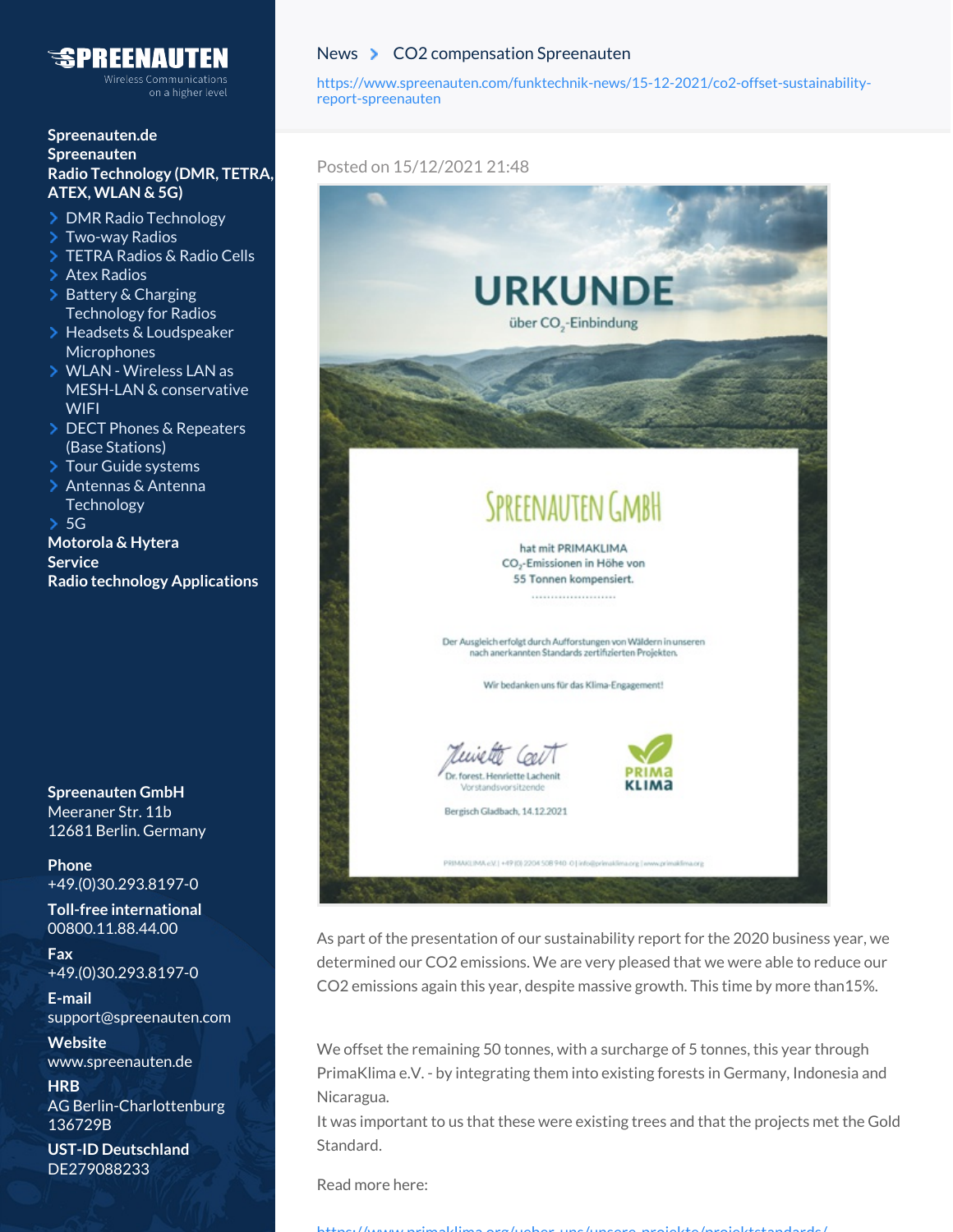**SPREENAUTEN**
Wireless Communications on a higher level

**Spreenauten.de**
**Spreenauten**
**Radio Technology (DMR, TETRA, ATEX, WLAN & 5G)**

- DMR Radio Technology
- Two-way Radios
- TETRA Radios & Radio Cells
- Atex Radios
- Battery & Charging Technology for Radios
- Headsets & Loudspeaker Microphones
- WLAN - Wireless LAN as MESH-LAN & conservative WIFI
- DECT Phones & Repeaters (Base Stations)
- Tour Guide systems
- Antennas & Antenna Technology
- 5G

**Motorola & Hytera**
**Service**
**Radio technology Applications**

**Spreenauten GmbH**
Meeraner Str. 11b
12681 Berlin. Germany

**Phone**
+49.(0)30.293.8197-0

**Toll-free international**
00800.11.88.44.00

**Fax**
+49.(0)30.293.8197-0

**E-mail**
support@spreenauten.com

**Website**
www.spreenauten.de

**HRB**
AG Berlin-Charlottenburg
136729B

**UST-ID Deutschland**
DE279088233

News > CO2 compensation Spreenauten

https://www.spreenauten.com/funktechnik-news/15-12-2021/co2-offset-sustainability-report-spreenauten

Posted on 15/12/2021 21:48

**URKUNDE**
über $CO_2$-Einbindung

SPREENAUTEN GMBH

hat mit PRIMAKLIMA
$CO_2$-Emissionen in Höhe von
55 Tonnen kompensiert.

Der Ausgleich erfolgt durch Aufforstungen von Wäldern in unseren nach anerkannten Standards zertifizierten Projekten.

Wir bedanken uns für das Klima-Engagement!

Dr. forest. Henriette Lachenit
Vorstandsvorsitzende

Bergisch Gladbach, 14.12.2021

PRIMA KLIMA

As part of the presentation of our sustainability report for the 2020 business year, we determined our CO2 emissions. We are very pleased that we were able to reduce our CO2 emissions again this year, despite massive growth. This time by more than15%.

We offset the remaining 50 tonnes, with a surcharge of 5 tonnes, this year through PrimaKlima e.V. - by integrating them into existing forests in Germany, Indonesia and Nicaragua.
It was important to us that these were existing trees and that the projects met the Gold Standard.

Read more here:

https://www.primaklima.org/ueber-uns/unsere-projekte/projektstandards/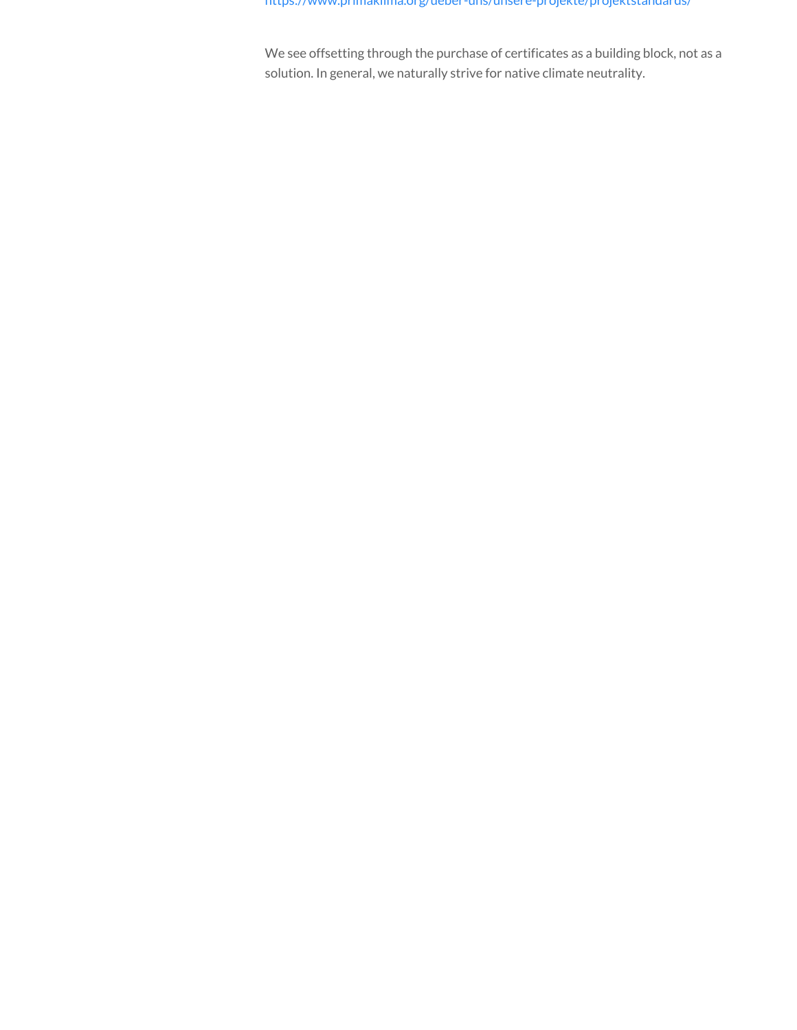https://www.primaklima.org/ueber-uns/unsere-projekte/projektstandards/

We see offsetting through the purchase of certificates as a building block, not as a solution. In general, we naturally strive for native climate neutrality.